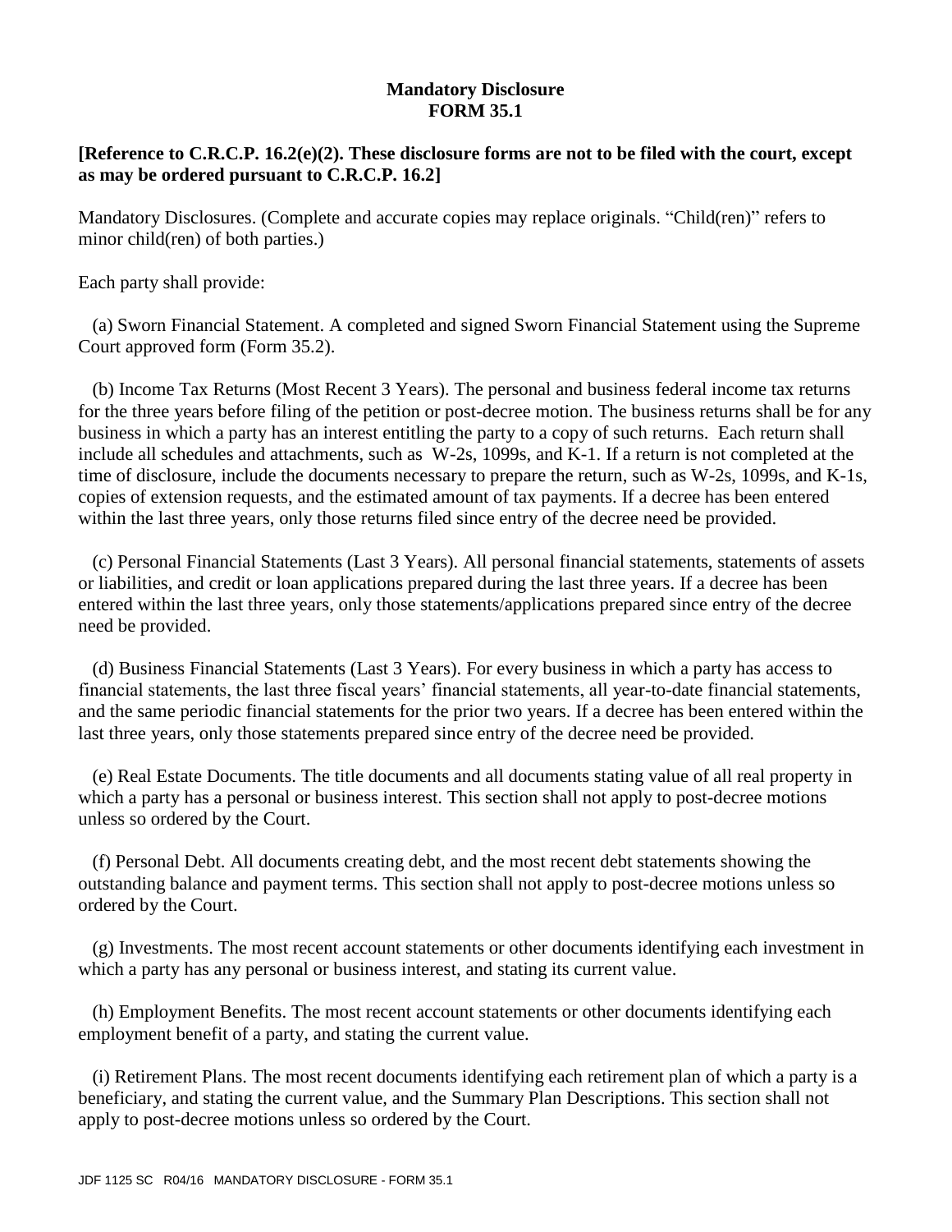**Mandatory Disclosure**
**FORM 35.1**

**[Reference to C.R.C.P. 16.2(e)(2). These disclosure forms are not to be filed with the court, except as may be ordered pursuant to C.R.C.P. 16.2]**

Mandatory Disclosures. (Complete and accurate copies may replace originals. "Child(ren)" refers to minor child(ren) of both parties.)

Each party shall provide:

(a) Sworn Financial Statement. A completed and signed Sworn Financial Statement using the Supreme Court approved form (Form 35.2).

(b) Income Tax Returns (Most Recent 3 Years). The personal and business federal income tax returns for the three years before filing of the petition or post-decree motion. The business returns shall be for any business in which a party has an interest entitling the party to a copy of such returns. Each return shall include all schedules and attachments, such as W-2s, 1099s, and K-1. If a return is not completed at the time of disclosure, include the documents necessary to prepare the return, such as W-2s, 1099s, and K-1s, copies of extension requests, and the estimated amount of tax payments. If a decree has been entered within the last three years, only those returns filed since entry of the decree need be provided.

(c) Personal Financial Statements (Last 3 Years). All personal financial statements, statements of assets or liabilities, and credit or loan applications prepared during the last three years. If a decree has been entered within the last three years, only those statements/applications prepared since entry of the decree need be provided.

(d) Business Financial Statements (Last 3 Years). For every business in which a party has access to financial statements, the last three fiscal years' financial statements, all year-to-date financial statements, and the same periodic financial statements for the prior two years. If a decree has been entered within the last three years, only those statements prepared since entry of the decree need be provided.

(e) Real Estate Documents. The title documents and all documents stating value of all real property in which a party has a personal or business interest. This section shall not apply to post-decree motions unless so ordered by the Court.

(f) Personal Debt. All documents creating debt, and the most recent debt statements showing the outstanding balance and payment terms. This section shall not apply to post-decree motions unless so ordered by the Court.

(g) Investments. The most recent account statements or other documents identifying each investment in which a party has any personal or business interest, and stating its current value.

(h) Employment Benefits. The most recent account statements or other documents identifying each employment benefit of a party, and stating the current value.

(i) Retirement Plans. The most recent documents identifying each retirement plan of which a party is a beneficiary, and stating the current value, and the Summary Plan Descriptions. This section shall not apply to post-decree motions unless so ordered by the Court.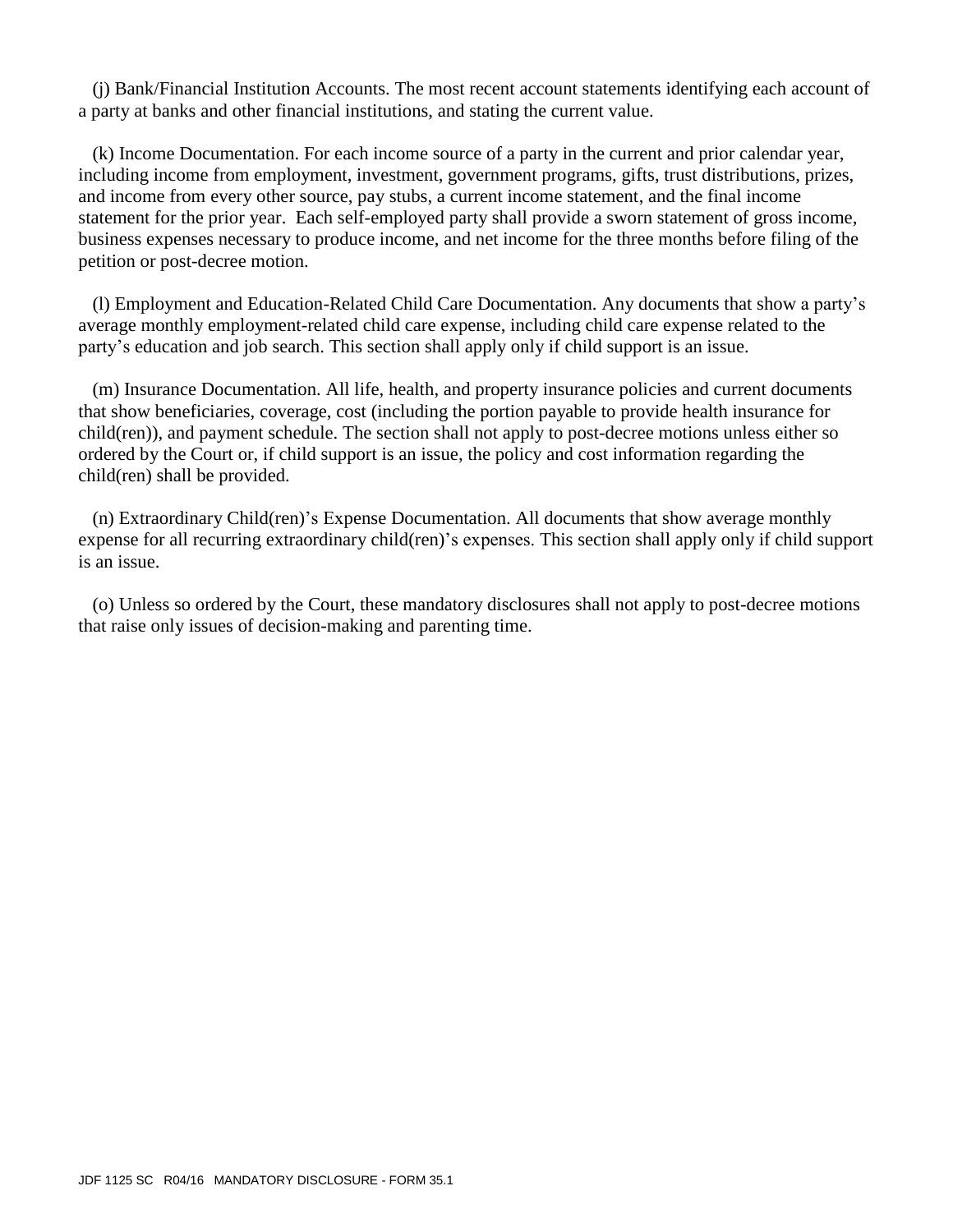(j) Bank/Financial Institution Accounts. The most recent account statements identifying each account of a party at banks and other financial institutions, and stating the current value.

(k) Income Documentation. For each income source of a party in the current and prior calendar year, including income from employment, investment, government programs, gifts, trust distributions, prizes, and income from every other source, pay stubs, a current income statement, and the final income statement for the prior year. Each self-employed party shall provide a sworn statement of gross income, business expenses necessary to produce income, and net income for the three months before filing of the petition or post-decree motion.

(l) Employment and Education-Related Child Care Documentation. Any documents that show a party's average monthly employment-related child care expense, including child care expense related to the party's education and job search. This section shall apply only if child support is an issue.

(m) Insurance Documentation. All life, health, and property insurance policies and current documents that show beneficiaries, coverage, cost (including the portion payable to provide health insurance for child(ren)), and payment schedule. The section shall not apply to post-decree motions unless either so ordered by the Court or, if child support is an issue, the policy and cost information regarding the child(ren) shall be provided.

(n) Extraordinary Child(ren)'s Expense Documentation. All documents that show average monthly expense for all recurring extraordinary child(ren)'s expenses. This section shall apply only if child support is an issue.

(o) Unless so ordered by the Court, these mandatory disclosures shall not apply to post-decree motions that raise only issues of decision-making and parenting time.